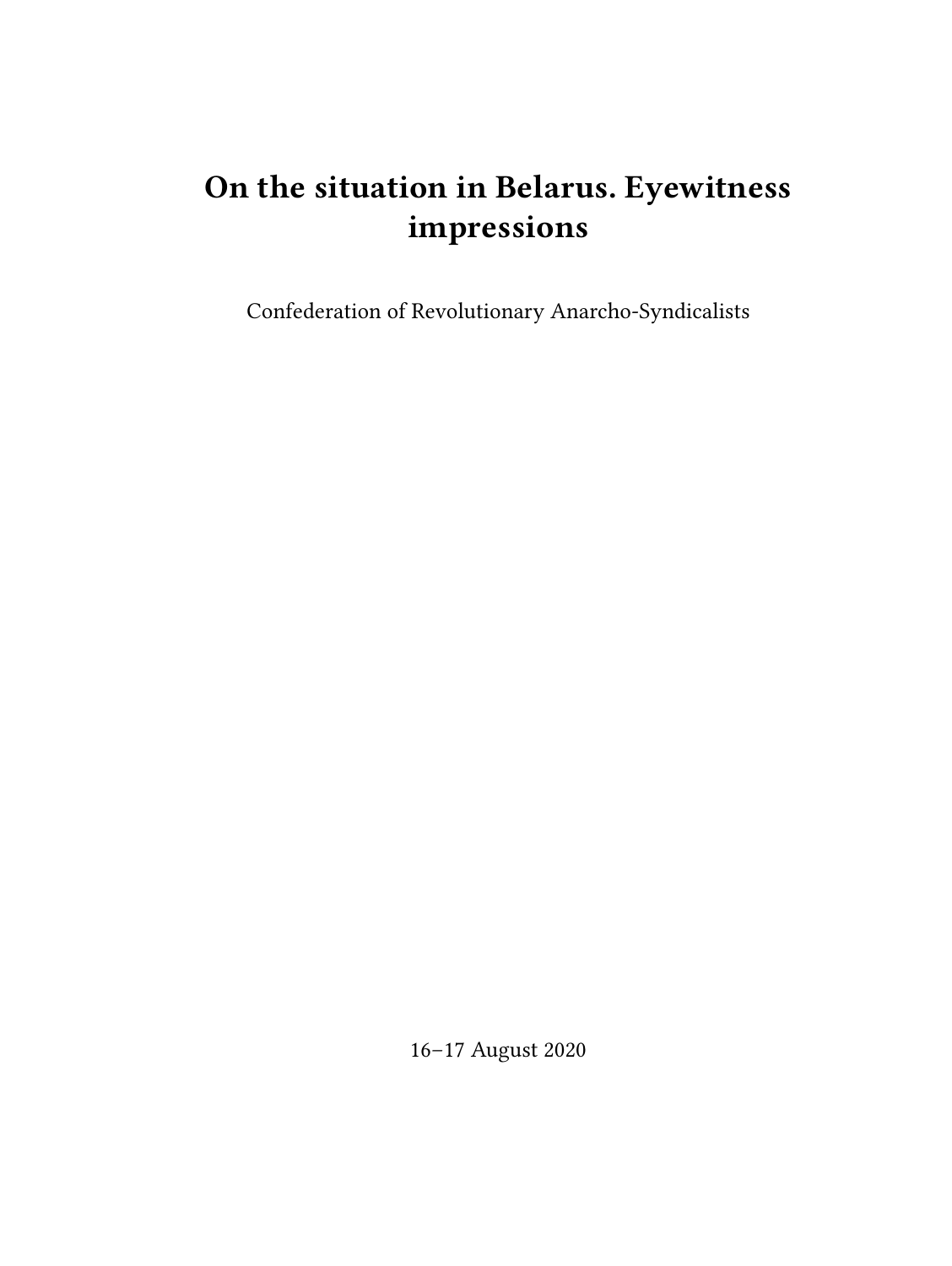# On the situation in Belarus. Eyewitness impressions

Confederation of Revolutionary Anarcho-Syndicalists

16–17 August 2020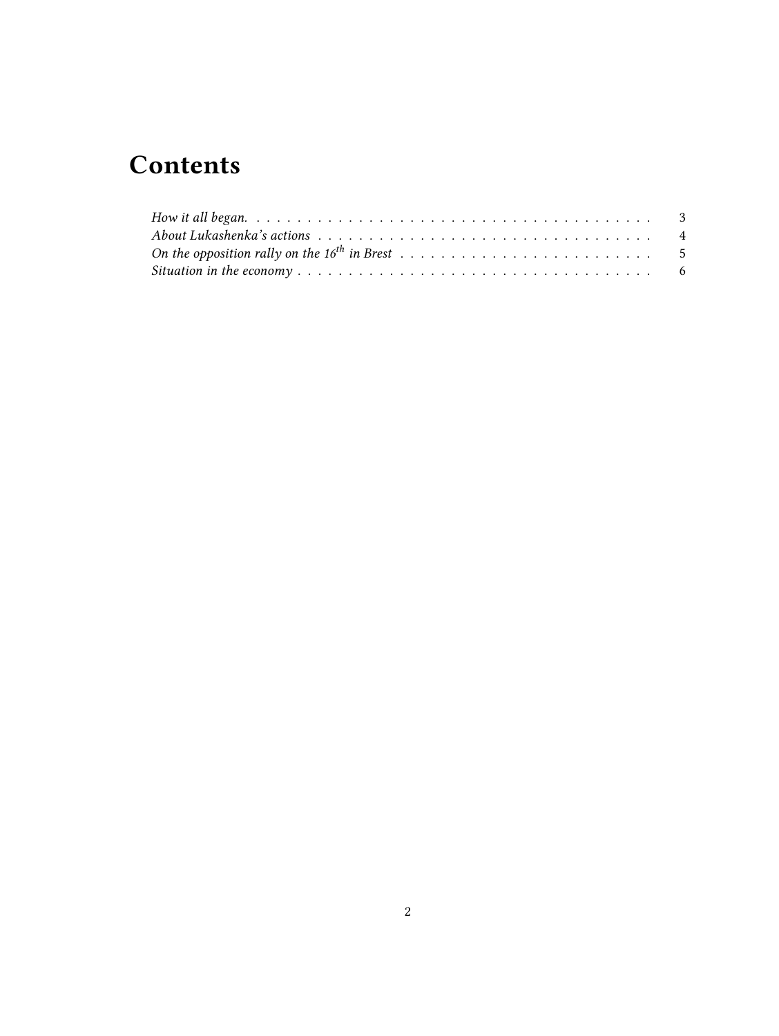# Contents

*How it all began.* . . . . . . . . . . . . . . . . . . . . . . . . . . . . . . . . . . . . . . . 3
*About Lukashenka's actions* . . . . . . . . . . . . . . . . . . . . . . . . . . . . . . . . . . 4
*On the opposition rally on the 16$^{th}$ in Brest* . . . . . . . . . . . . . . . . . . . . . . . . . 5
*Situation in the economy* . . . . . . . . . . . . . . . . . . . . . . . . . . . . . . . . . . . . 6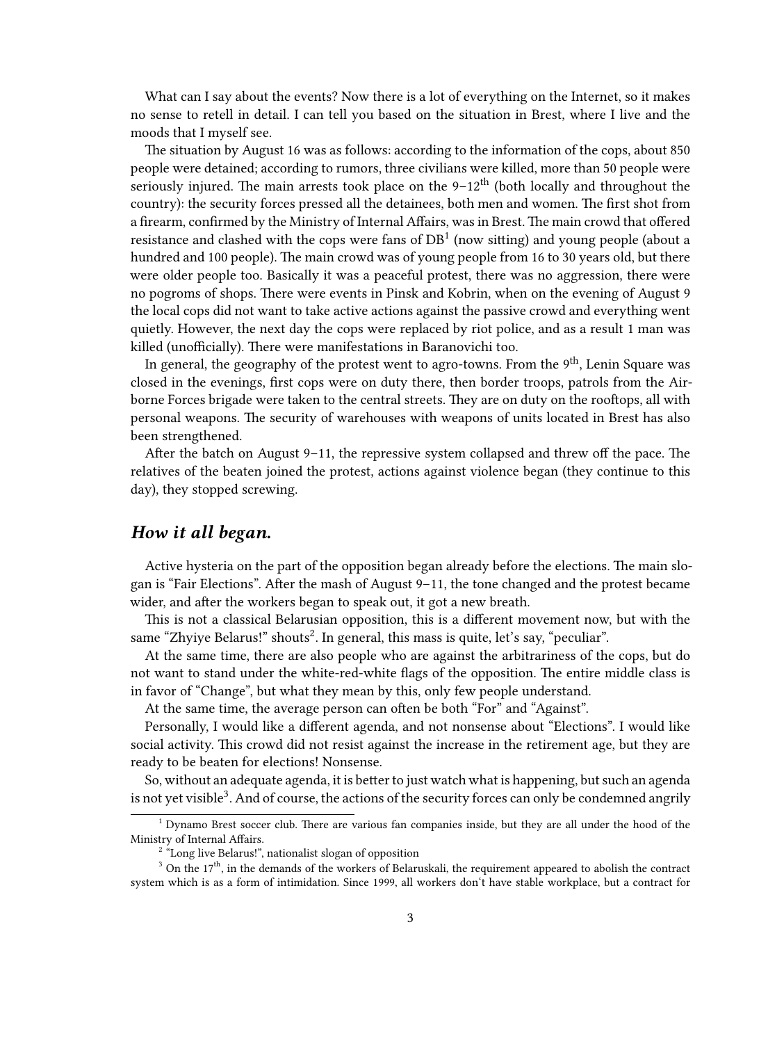What can I say about the events? Now there is a lot of everything on the Internet, so it makes no sense to retell in detail. I can tell you based on the situation in Brest, where I live and the moods that I myself see.

The situation by August 16 was as follows: according to the information of the cops, about 850 people were detained; according to rumors, three civilians were killed, more than 50 people were seriously injured. The main arrests took place on the 9–12th (both locally and throughout the country): the security forces pressed all the detainees, both men and women. The first shot from a firearm, confirmed by the Ministry of Internal Affairs, was in Brest. The main crowd that offered resistance and clashed with the cops were fans of DB[1] (now sitting) and young people (about a hundred and 100 people). The main crowd was of young people from 16 to 30 years old, but there were older people too. Basically it was a peaceful protest, there was no aggression, there were no pogroms of shops. There were events in Pinsk and Kobrin, when on the evening of August 9 the local cops did not want to take active actions against the passive crowd and everything went quietly. However, the next day the cops were replaced by riot police, and as a result 1 man was killed (unofficially). There were manifestations in Baranovichi too.

In general, the geography of the protest went to agro-towns. From the 9th, Lenin Square was closed in the evenings, first cops were on duty there, then border troops, patrols from the Airborne Forces brigade were taken to the central streets. They are on duty on the rooftops, all with personal weapons. The security of warehouses with weapons of units located in Brest has also been strengthened.

After the batch on August 9–11, the repressive system collapsed and threw off the pace. The relatives of the beaten joined the protest, actions against violence began (they continue to this day), they stopped screwing.

## *How it all began.*

Active hysteria on the part of the opposition began already before the elections. The main slogan is "Fair Elections". After the mash of August 9–11, the tone changed and the protest became wider, and after the workers began to speak out, it got a new breath.

This is not a classical Belarusian opposition, this is a different movement now, but with the same "Zhyiye Belarus!" shouts[2]. In general, this mass is quite, let's say, "peculiar".

At the same time, there are also people who are against the arbitrariness of the cops, but do not want to stand under the white-red-white flags of the opposition. The entire middle class is in favor of "Change", but what they mean by this, only few people understand.

At the same time, the average person can often be both "For" and "Against".

Personally, I would like a different agenda, and not nonsense about "Elections". I would like social activity. This crowd did not resist against the increase in the retirement age, but they are ready to be beaten for elections! Nonsense.

So, without an adequate agenda, it is better to just watch what is happening, but such an agenda is not yet visible[3]. And of course, the actions of the security forces can only be condemned angrily

---

[1] Dynamo Brest soccer club. There are various fan companies inside, but they are all under the hood of the Ministry of Internal Affairs.

[2] "Long live Belarus!", nationalist slogan of opposition

[3] On the 17th, in the demands of the workers of Belaruskali, the requirement appeared to abolish the contract system which is as a form of intimidation. Since 1999, all workers don't have stable workplace, but a contract for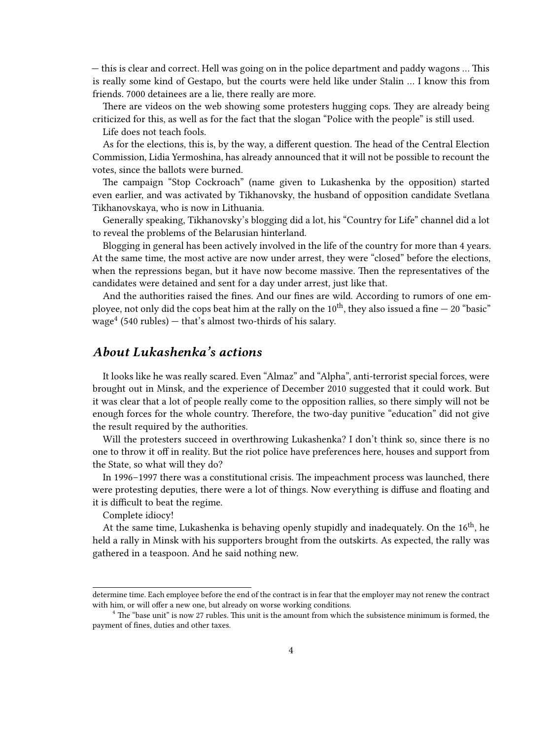— this is clear and correct. Hell was going on in the police department and paddy wagons … This is really some kind of Gestapo, but the courts were held like under Stalin … I know this from friends. 7000 detainees are a lie, there really are more.

There are videos on the web showing some protesters hugging cops. They are already being criticized for this, as well as for the fact that the slogan "Police with the people" is still used.

Life does not teach fools.

As for the elections, this is, by the way, a different question. The head of the Central Election Commission, Lidia Yermoshina, has already announced that it will not be possible to recount the votes, since the ballots were burned.

The campaign "Stop Cockroach" (name given to Lukashenka by the opposition) started even earlier, and was activated by Tikhanovsky, the husband of opposition candidate Svetlana Tikhanovskaya, who is now in Lithuania.

Generally speaking, Tikhanovsky's blogging did a lot, his "Country for Life" channel did a lot to reveal the problems of the Belarusian hinterland.

Blogging in general has been actively involved in the life of the country for more than 4 years. At the same time, the most active are now under arrest, they were "closed" before the elections, when the repressions began, but it have now become massive. Then the representatives of the candidates were detained and sent for a day under arrest, just like that.

And the authorities raised the fines. And our fines are wild. According to rumors of one employee, not only did the cops beat him at the rally on the 10th, they also issued a fine — 20 "basic" wage[4] (540 rubles) — that's almost two-thirds of his salary.

## *About Lukashenka's actions*

It looks like he was really scared. Even "Almaz" and "Alpha", anti-terrorist special forces, were brought out in Minsk, and the experience of December 2010 suggested that it could work. But it was clear that a lot of people really come to the opposition rallies, so there simply will not be enough forces for the whole country. Therefore, the two-day punitive "education" did not give the result required by the authorities.

Will the protesters succeed in overthrowing Lukashenka? I don't think so, since there is no one to throw it off in reality. But the riot police have preferences here, houses and support from the State, so what will they do?

In 1996–1997 there was a constitutional crisis. The impeachment process was launched, there were protesting deputies, there were a lot of things. Now everything is diffuse and floating and it is difficult to beat the regime.

Complete idiocy!

At the same time, Lukashenka is behaving openly stupidly and inadequately. On the 16th, he held a rally in Minsk with his supporters brought from the outskirts. As expected, the rally was gathered in a teaspoon. And he said nothing new.

---

determine time. Each employee before the end of the contract is in fear that the employer may not renew the contract with him, or will offer a new one, but already on worse working conditions.

[4] The "base unit" is now 27 rubles. This unit is the amount from which the subsistence minimum is formed, the payment of fines, duties and other taxes.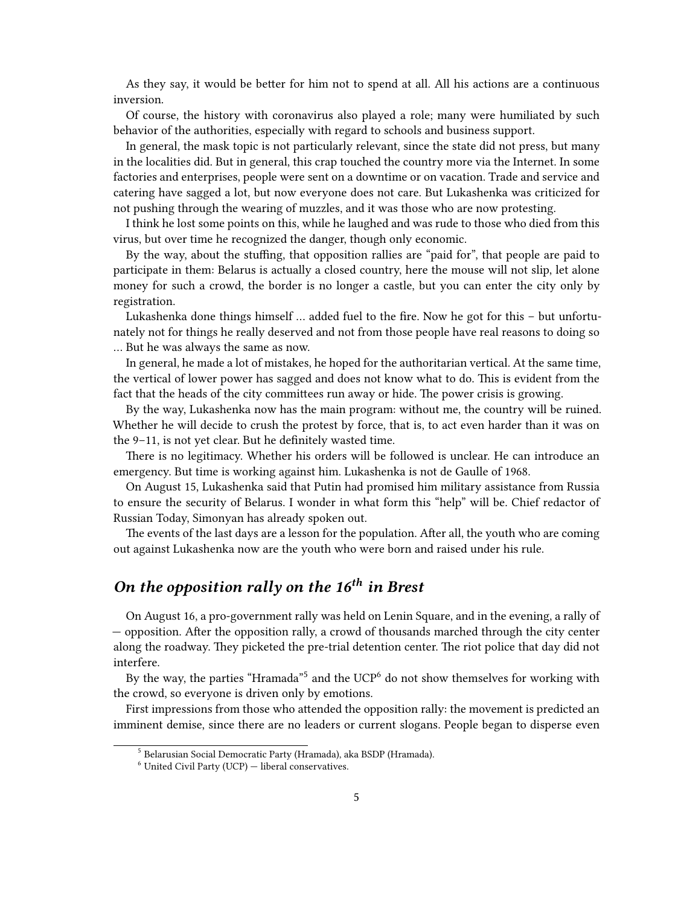As they say, it would be better for him not to spend at all. All his actions are a continuous inversion.

Of course, the history with coronavirus also played a role; many were humiliated by such behavior of the authorities, especially with regard to schools and business support.

In general, the mask topic is not particularly relevant, since the state did not press, but many in the localities did. But in general, this crap touched the country more via the Internet. In some factories and enterprises, people were sent on a downtime or on vacation. Trade and service and catering have sagged a lot, but now everyone does not care. But Lukashenka was criticized for not pushing through the wearing of muzzles, and it was those who are now protesting.

I think he lost some points on this, while he laughed and was rude to those who died from this virus, but over time he recognized the danger, though only economic.

By the way, about the stuffing, that opposition rallies are "paid for", that people are paid to participate in them: Belarus is actually a closed country, here the mouse will not slip, let alone money for such a crowd, the border is no longer a castle, but you can enter the city only by registration.

Lukashenka done things himself … added fuel to the fire. Now he got for this – but unfortunately not for things he really deserved and not from those people have real reasons to doing so … But he was always the same as now.

In general, he made a lot of mistakes, he hoped for the authoritarian vertical. At the same time, the vertical of lower power has sagged and does not know what to do. This is evident from the fact that the heads of the city committees run away or hide. The power crisis is growing.

By the way, Lukashenka now has the main program: without me, the country will be ruined. Whether he will decide to crush the protest by force, that is, to act even harder than it was on the 9–11, is not yet clear. But he definitely wasted time.

There is no legitimacy. Whether his orders will be followed is unclear. He can introduce an emergency. But time is working against him. Lukashenka is not de Gaulle of 1968.

On August 15, Lukashenka said that Putin had promised him military assistance from Russia to ensure the security of Belarus. I wonder in what form this "help" will be. Chief redactor of Russian Today, Simonyan has already spoken out.

The events of the last days are a lesson for the population. After all, the youth who are coming out against Lukashenka now are the youth who were born and raised under his rule.

## *On the opposition rally on the 16th in Brest*

On August 16, a pro-government rally was held on Lenin Square, and in the evening, a rally of — opposition. After the opposition rally, a crowd of thousands marched through the city center along the roadway. They picketed the pre-trial detention center. The riot police that day did not interfere.

By the way, the parties "Hramada"[5] and the UCP[6] do not show themselves for working with the crowd, so everyone is driven only by emotions.

First impressions from those who attended the opposition rally: the movement is predicted an imminent demise, since there are no leaders or current slogans. People began to disperse even

[5] Belarusian Social Democratic Party (Hramada), aka BSDP (Hramada).

[6] United Civil Party (UCP) — liberal conservatives.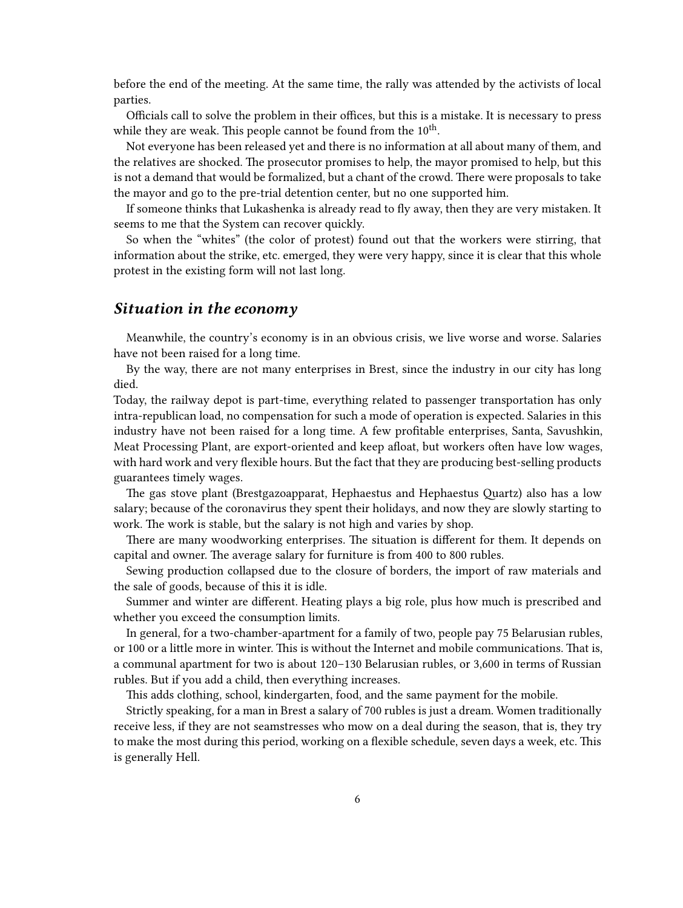before the end of the meeting. At the same time, the rally was attended by the activists of local parties.

Officials call to solve the problem in their offices, but this is a mistake. It is necessary to press while they are weak. This people cannot be found from the 10th.

Not everyone has been released yet and there is no information at all about many of them, and the relatives are shocked. The prosecutor promises to help, the mayor promised to help, but this is not a demand that would be formalized, but a chant of the crowd. There were proposals to take the mayor and go to the pre-trial detention center, but no one supported him.

If someone thinks that Lukashenka is already read to fly away, then they are very mistaken. It seems to me that the System can recover quickly.

So when the "whites" (the color of protest) found out that the workers were stirring, that information about the strike, etc. emerged, they were very happy, since it is clear that this whole protest in the existing form will not last long.

## *Situation in the economy*

Meanwhile, the country's economy is in an obvious crisis, we live worse and worse. Salaries have not been raised for a long time.

By the way, there are not many enterprises in Brest, since the industry in our city has long died.

Today, the railway depot is part-time, everything related to passenger transportation has only intra-republican load, no compensation for such a mode of operation is expected. Salaries in this industry have not been raised for a long time. A few profitable enterprises, Santa, Savushkin, Meat Processing Plant, are export-oriented and keep afloat, but workers often have low wages, with hard work and very flexible hours. But the fact that they are producing best-selling products guarantees timely wages.

The gas stove plant (Brestgazoapparat, Hephaestus and Hephaestus Quartz) also has a low salary; because of the coronavirus they spent their holidays, and now they are slowly starting to work. The work is stable, but the salary is not high and varies by shop.

There are many woodworking enterprises. The situation is different for them. It depends on capital and owner. The average salary for furniture is from 400 to 800 rubles.

Sewing production collapsed due to the closure of borders, the import of raw materials and the sale of goods, because of this it is idle.

Summer and winter are different. Heating plays a big role, plus how much is prescribed and whether you exceed the consumption limits.

In general, for a two-chamber-apartment for a family of two, people pay 75 Belarusian rubles, or 100 or a little more in winter. This is without the Internet and mobile communications. That is, a communal apartment for two is about 120–130 Belarusian rubles, or 3,600 in terms of Russian rubles. But if you add a child, then everything increases.

This adds clothing, school, kindergarten, food, and the same payment for the mobile.

Strictly speaking, for a man in Brest a salary of 700 rubles is just a dream. Women traditionally receive less, if they are not seamstresses who mow on a deal during the season, that is, they try to make the most during this period, working on a flexible schedule, seven days a week, etc. This is generally Hell.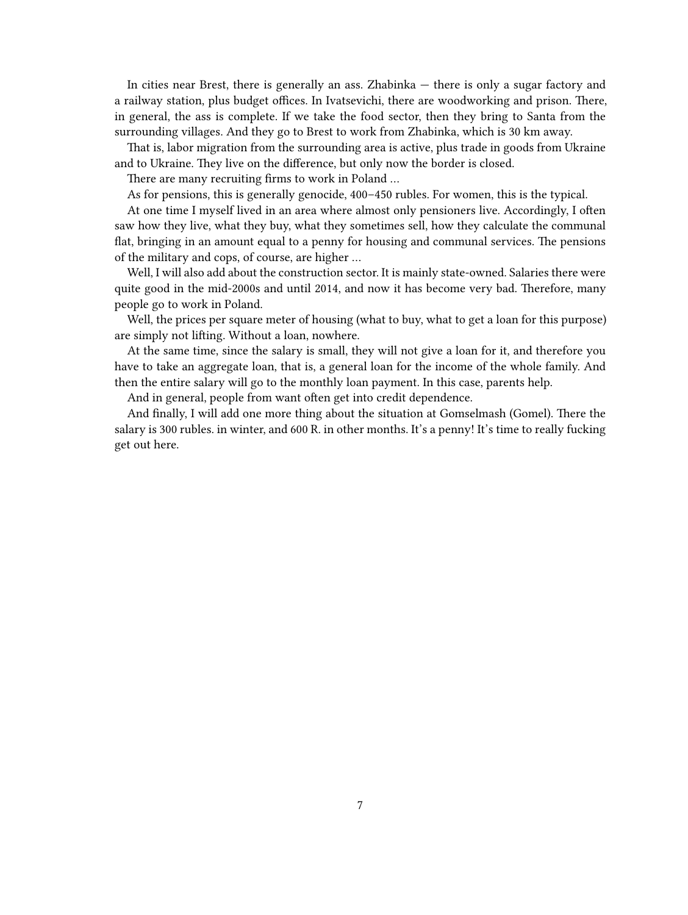In cities near Brest, there is generally an ass. Zhabinka — there is only a sugar factory and a railway station, plus budget offices. In Ivatsevichi, there are woodworking and prison. There, in general, the ass is complete. If we take the food sector, then they bring to Santa from the surrounding villages. And they go to Brest to work from Zhabinka, which is 30 km away.

That is, labor migration from the surrounding area is active, plus trade in goods from Ukraine and to Ukraine. They live on the difference, but only now the border is closed.

There are many recruiting firms to work in Poland …

As for pensions, this is generally genocide, 400–450 rubles. For women, this is the typical.

At one time I myself lived in an area where almost only pensioners live. Accordingly, I often saw how they live, what they buy, what they sometimes sell, how they calculate the communal flat, bringing in an amount equal to a penny for housing and communal services. The pensions of the military and cops, of course, are higher …

Well, I will also add about the construction sector. It is mainly state-owned. Salaries there were quite good in the mid-2000s and until 2014, and now it has become very bad. Therefore, many people go to work in Poland.

Well, the prices per square meter of housing (what to buy, what to get a loan for this purpose) are simply not lifting. Without a loan, nowhere.

At the same time, since the salary is small, they will not give a loan for it, and therefore you have to take an aggregate loan, that is, a general loan for the income of the whole family. And then the entire salary will go to the monthly loan payment. In this case, parents help.

And in general, people from want often get into credit dependence.

And finally, I will add one more thing about the situation at Gomselmash (Gomel). There the salary is 300 rubles. in winter, and 600 R. in other months. It's a penny! It's time to really fucking get out here.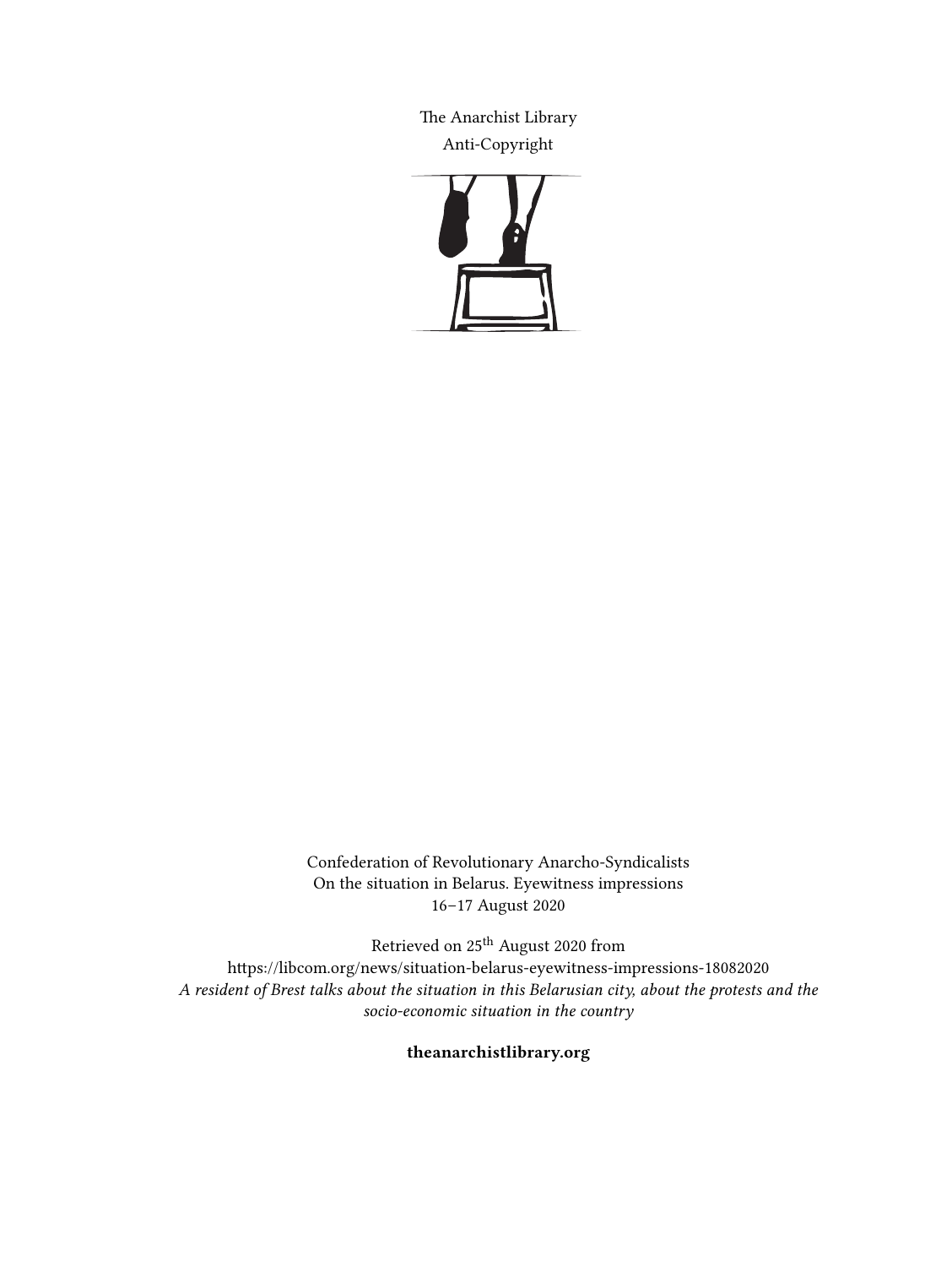The Anarchist Library
Anti-Copyright

Confederation of Revolutionary Anarcho-Syndicalists
On the situation in Belarus. Eyewitness impressions
16–17 August 2020

Retrieved on 25th August 2020 from
https://libcom.org/news/situation-belarus-eyewitness-impressions-18082020
*A resident of Brest talks about the situation in this Belarusian city, about the protests and the socio-economic situation in the country*

**theanarchistlibrary.org**